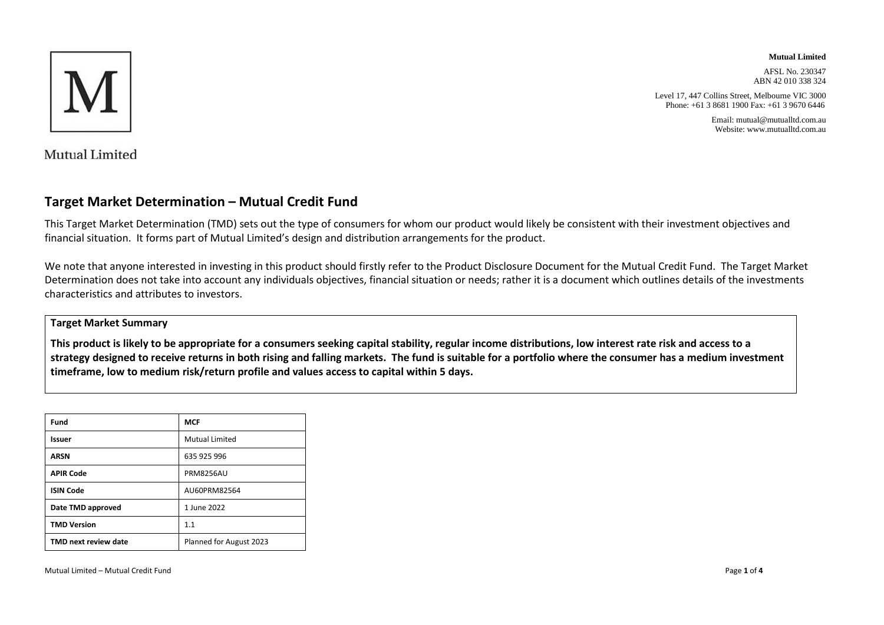Mutual Limited

**Mutual Limited**

AFSL No. 230347
ABN 42 010 338 324

Level 17, 447 Collins Street, Melbourne VIC 3000
Phone: +61 3 8681 1900 Fax: +61 3 9670 6446

Email: mutual@mutualltd.com.au
Website: www.mutualltd.com.au

## Target Market Determination – Mutual Credit Fund

This Target Market Determination (TMD) sets out the type of consumers for whom our product would likely be consistent with their investment objectives and financial situation. It forms part of Mutual Limited's design and distribution arrangements for the product.

We note that anyone interested in investing in this product should firstly refer to the Product Disclosure Document for the Mutual Credit Fund. The Target Market Determination does not take into account any individuals objectives, financial situation or needs; rather it is a document which outlines details of the investments characteristics and attributes to investors.

**Target Market Summary**

**This product is likely to be appropriate for a consumers seeking capital stability, regular income distributions, low interest rate risk and access to a strategy designed to receive returns in both rising and falling markets. The fund is suitable for a portfolio where the consumer has a medium investment timeframe, low to medium risk/return profile and values access to capital within 5 days.**

| **Fund** | **MCF** |
|---|---|
| **Issuer** | Mutual Limited |
| **ARSN** | 635 925 996 |
| **APIR Code** | PRM8256AU |
| **ISIN Code** | AU60PRM82564 |
| **Date TMD approved** | 1 June 2022 |
| **TMD Version** | 1.1 |
| **TMD next review date** | Planned for August 2023 |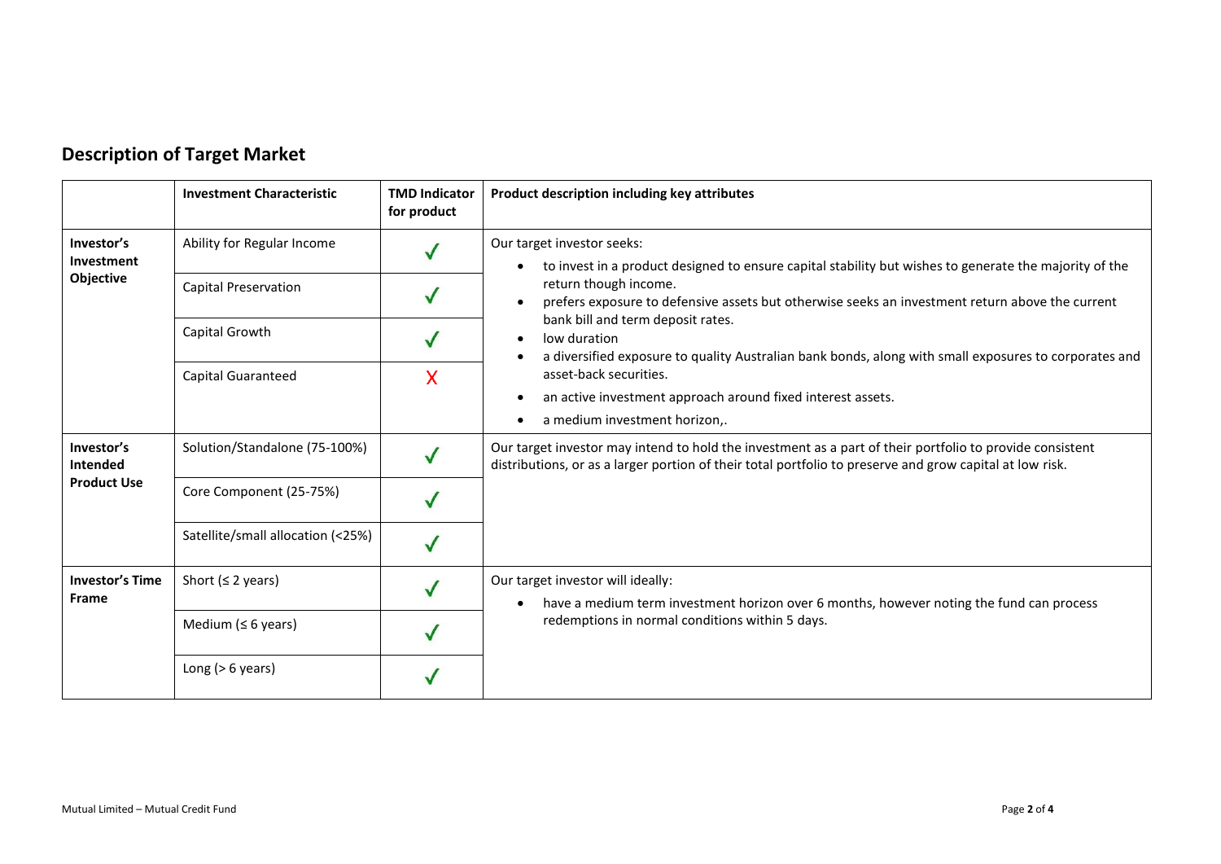## Description of Target Market

| | Investment Characteristic | TMD Indicator for product | Product description including key attributes |
|---|---|---|---|
| **Investor's Investment Objective** | Ability for Regular Income | ✓ | Our target investor seeks:<br>• to invest in a product designed to ensure capital stability but wishes to generate the majority of the return though income.<br>• prefers exposure to defensive assets but otherwise seeks an investment return above the current bank bill and term deposit rates.<br>• low duration<br>• a diversified exposure to quality Australian bank bonds, along with small exposures to corporates and asset-back securities.<br>• an active investment approach around fixed interest assets.<br>• a medium investment horizon,. |
| | Capital Preservation | ✓ | |
| | Capital Growth | ✓ | |
| | Capital Guaranteed | X | |
| **Investor's Intended Product Use** | Solution/Standalone (75-100%) | ✓ | Our target investor may intend to hold the investment as a part of their portfolio to provide consistent distributions, or as a larger portion of their total portfolio to preserve and grow capital at low risk. |
| | Core Component (25-75%) | ✓ | |
| | Satellite/small allocation (<25%) | ✓ | |
| **Investor's Time Frame** | Short (≤ 2 years) | ✓ | Our target investor will ideally:<br>• have a medium term investment horizon over 6 months, however noting the fund can process redemptions in normal conditions within 5 days. |
| | Medium (≤ 6 years) | ✓ | |
| | Long (> 6 years) | ✓ | |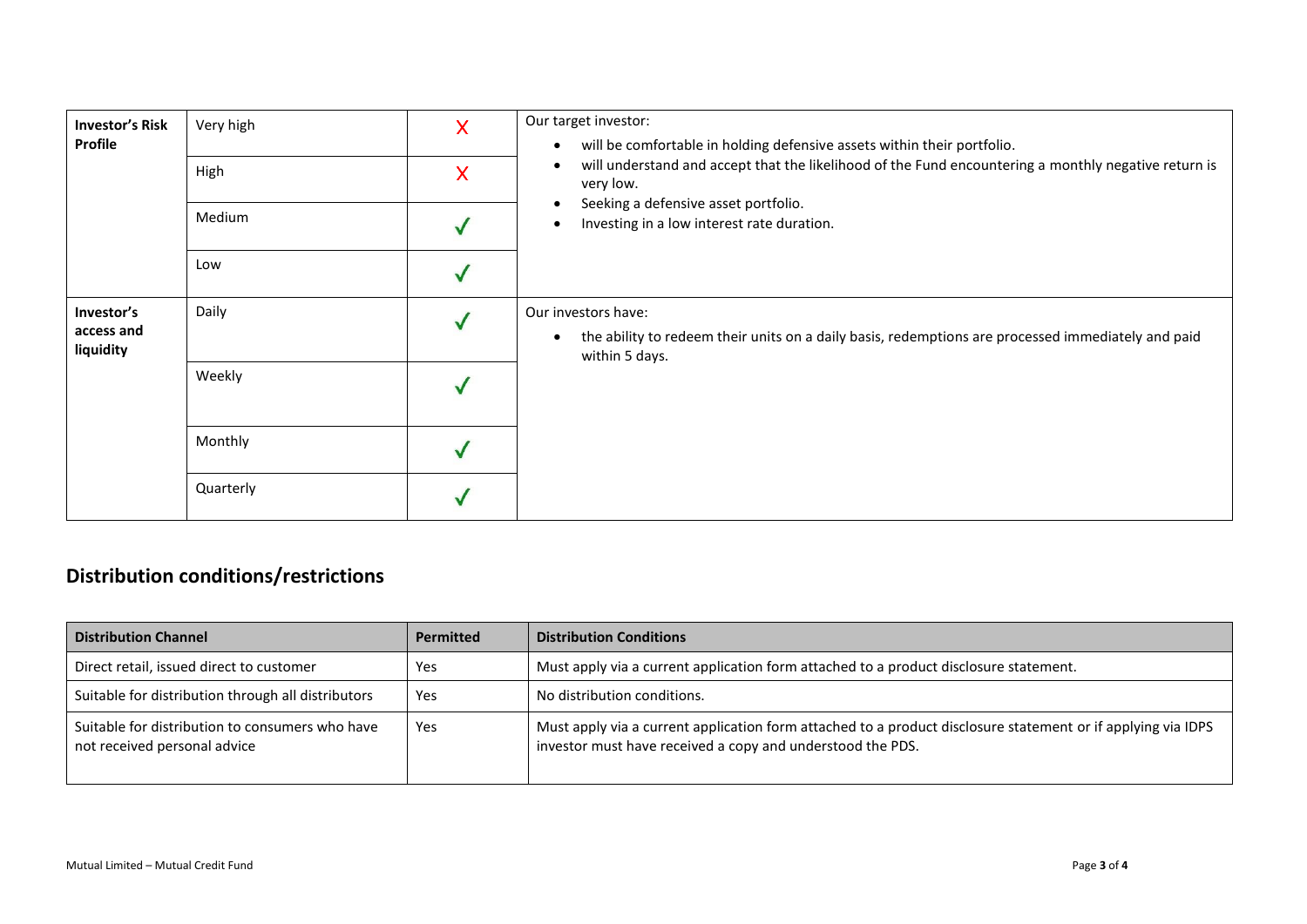| Investor's Risk Profile | Very high | X | Our target investor:<br>• will be comfortable in holding defensive assets within their portfolio.<br>• will understand and accept that the likelihood of the Fund encountering a monthly negative return is very low.<br>• Seeking a defensive asset portfolio.<br>• Investing in a low interest rate duration. |
|---|---|---|---|
| | High | X | |
| | Medium | ✓ | |
| | Low | ✓ | |
| **Investor's access and liquidity** | Daily | ✓ | Our investors have:<br>• the ability to redeem their units on a daily basis, redemptions are processed immediately and paid within 5 days. |
| | Weekly | ✓ | |
| | Monthly | ✓ | |
| | Quarterly | ✓ | |

## Distribution conditions/restrictions

| Distribution Channel | Permitted | Distribution Conditions |
|---|---|---|
| Direct retail, issued direct to customer | Yes | Must apply via a current application form attached to a product disclosure statement. |
| Suitable for distribution through all distributors | Yes | No distribution conditions. |
| Suitable for distribution to consumers who have not received personal advice | Yes | Must apply via a current application form attached to a product disclosure statement or if applying via IDPS investor must have received a copy and understood the PDS. |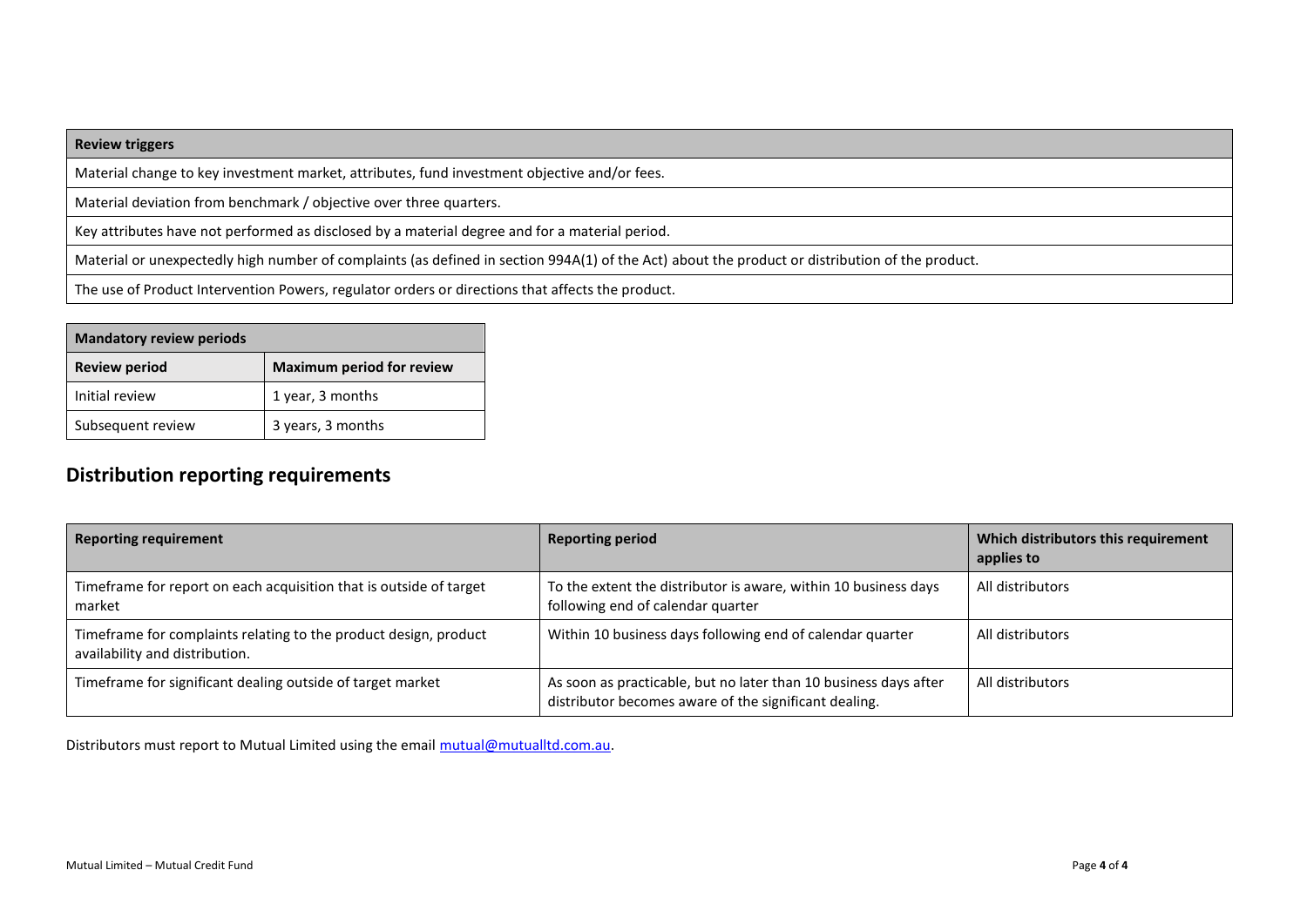| Review triggers |
| --- |
| Material change to key investment market, attributes, fund investment objective and/or fees. |
| Material deviation from benchmark / objective over three quarters. |
| Key attributes have not performed as disclosed by a material degree and for a material period. |
| Material or unexpectedly high number of complaints (as defined in section 994A(1) of the Act) about the product or distribution of the product. |
| The use of Product Intervention Powers, regulator orders or directions that affects the product. |

| Mandatory review periods | |
| --- | --- |
| **Review period** | **Maximum period for review** |
| Initial review | 1 year, 3 months |
| Subsequent review | 3 years, 3 months |

## Distribution reporting requirements

| Reporting requirement | Reporting period | Which distributors this requirement applies to |
| --- | --- | --- |
| Timeframe for report on each acquisition that is outside of target market | To the extent the distributor is aware, within 10 business days following end of calendar quarter | All distributors |
| Timeframe for complaints relating to the product design, product availability and distribution. | Within 10 business days following end of calendar quarter | All distributors |
| Timeframe for significant dealing outside of target market | As soon as practicable, but no later than 10 business days after distributor becomes aware of the significant dealing. | All distributors |

Distributors must report to Mutual Limited using the email mutual@mutualltd.com.au.